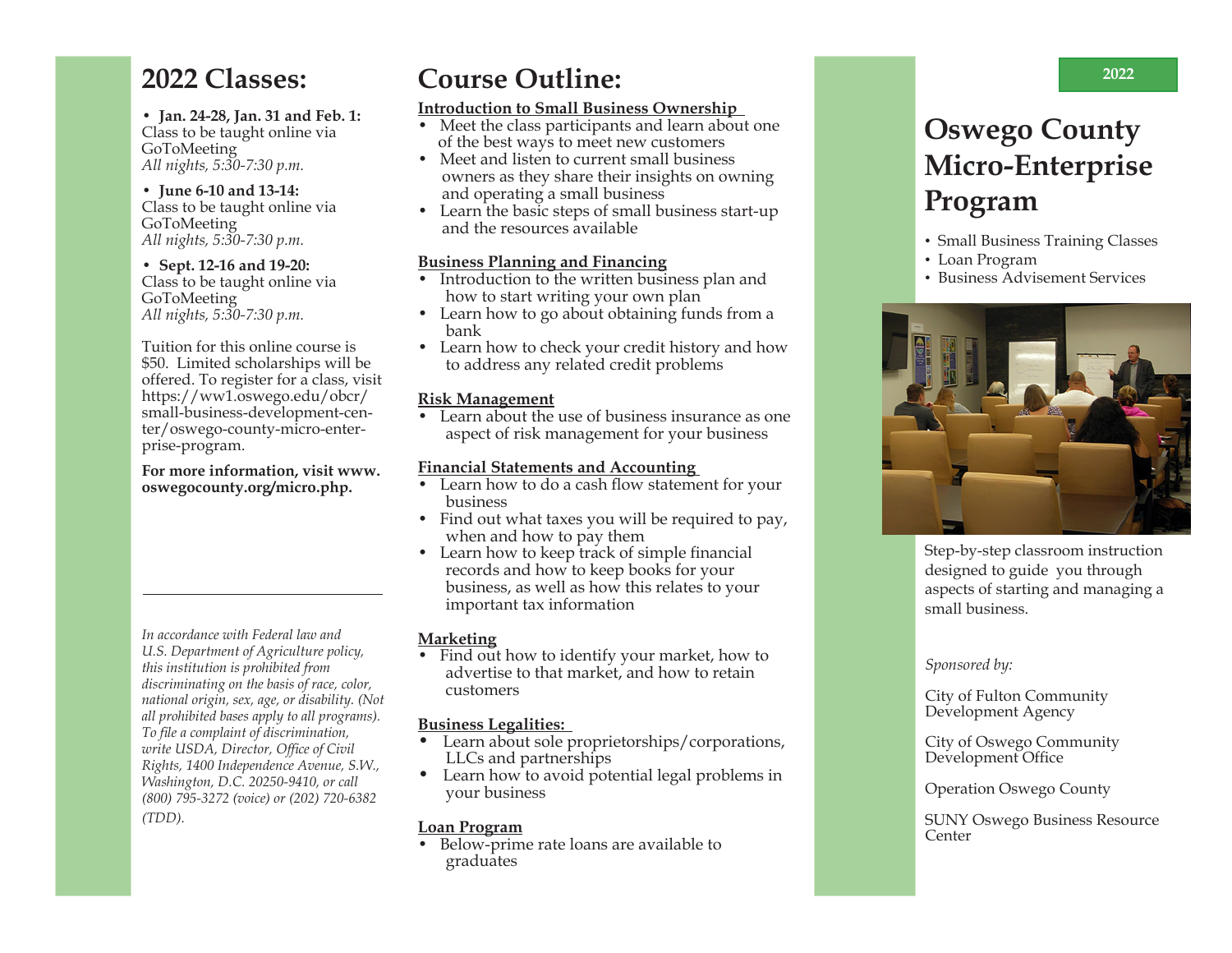## 2022 Classes:

- **Jan. 24-28, Jan. 31 and Feb. 1:** Class to be taught online via GoToMeeting
  *All nights, 5:30-7:30 p.m.*
- **June 6-10 and 13-14:** Class to be taught online via GoToMeeting
  *All nights, 5:30-7:30 p.m.*
- **Sept. 12-16 and 19-20:** Class to be taught online via GoToMeeting
  *All nights, 5:30-7:30 p.m.*

Tuition for this online course is $50. Limited scholarships will be offered. To register for a class, visit https://ww1.oswego.edu/obcr/small-business-development-center/oswego-county-micro-enterprise-program.

**For more information, visit www.oswegocounty.org/micro.php.**

---

*In accordance with Federal law and U.S. Department of Agriculture policy, this institution is prohibited from discriminating on the basis of race, color, national origin, sex, age, or disability. (Not all prohibited bases apply to all programs). To file a complaint of discrimination, write USDA, Director, Office of Civil Rights, 1400 Independence Avenue, S.W., Washington, D.C. 20250-9410, or call (800) 795-3272 (voice) or (202) 720-6382 (TDD).*

## Course Outline:

**Introduction to Small Business Ownership**

- Meet the class participants and learn about one of the best ways to meet new customers
- Meet and listen to current small business owners as they share their insights on owning and operating a small business
- Learn the basic steps of small business start-up and the resources available

**Business Planning and Financing**

- Introduction to the written business plan and how to start writing your own plan
- Learn how to go about obtaining funds from a bank
- Learn how to check your credit history and how to address any related credit problems

**Risk Management**

- Learn about the use of business insurance as one aspect of risk management for your business

**Financial Statements and Accounting**

- Learn how to do a cash flow statement for your business
- Find out what taxes you will be required to pay, when and how to pay them
- Learn how to keep track of simple financial records and how to keep books for your business, as well as how this relates to your important tax information

**Marketing**

- Find out how to identify your market, how to advertise to that market, and how to retain customers

**Business Legalities:**

- Learn about sole proprietorships/corporations, LLCs and partnerships
- Learn how to avoid potential legal problems in your business

**Loan Program**

- Below-prime rate loans are available to graduates

**2022**

# Oswego County Micro-Enterprise Program

- Small Business Training Classes
- Loan Program
- Business Advisement Services

Step-by-step classroom instruction designed to guide you through aspects of starting and managing a small business.

*Sponsored by:*

City of Fulton Community Development Agency

City of Oswego Community Development Office

Operation Oswego County

SUNY Oswego Business Resource Center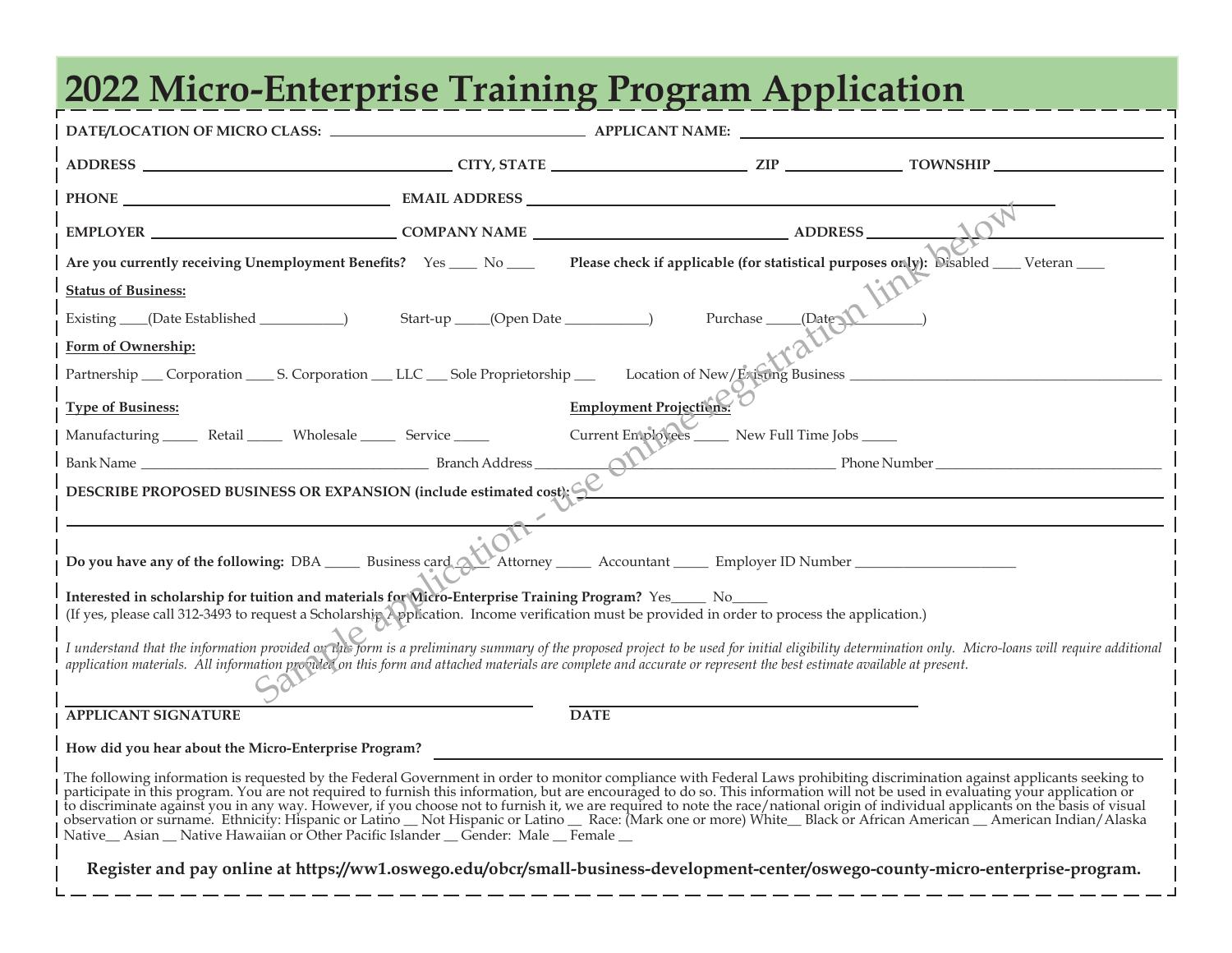# 2022 Micro-Enterprise Training Program Application

**DATE/LOCATION OF MICRO CLASS:** ________________ **APPLICANT NAME:** ________________

**ADDRESS** ________________ **CITY, STATE** ________________ **ZIP** ________ **TOWNSHIP** ________

**PHONE** ________________ **EMAIL ADDRESS** ________________

**EMPLOYER** ________________ **COMPANY NAME** ________________ **ADDRESS** ________________

**Are you currently receiving Unemployment Benefits?** Yes ____ No ____ **Please check if applicable (for statistical purposes only):** Disabled ____ Veteran ____

**Status of Business:**

Existing ____(Date Established ___________) Start-up _____(Open Date ___________) Purchase _____(Date ___________)

**Form of Ownership:**

Partnership ___ Corporation ____ S. Corporation ___ LLC ___ Sole Proprietorship ___ Location of New/Existing Business ________________

**Type of Business:**

Manufacturing _____ Retail _____ Wholesale _____ Service _____

**Employment Projections:**

Current Employees _____ New Full Time Jobs _____

Bank Name ________________ Branch Address ________________ Phone Number ________________

**DESCRIBE PROPOSED BUSINESS OR EXPANSION (include estimated cost):** ________________

________________________________________________

**Do you have any of the following:** DBA _____ Business card _____ Attorney _____ Accountant _____ Employer ID Number ________________

**Interested in scholarship for tuition and materials for Micro-Enterprise Training Program?** Yes_____ No_____
(If yes, please call 312-3493 to request a Scholarship Application. Income verification must be provided in order to process the application.)

*I understand that the information provided on this form is a preliminary summary of the proposed project to be used for initial eligibility determination only. Micro-loans will require additional application materials. All information provided on this form and attached materials are complete and accurate or represent the best estimate available at present.*

________________________ ________________________
**APPLICANT SIGNATURE** **DATE**

**How did you hear about the Micro-Enterprise Program?** ________________

The following information is requested by the Federal Government in order to monitor compliance with Federal Laws prohibiting discrimination against applicants seeking to participate in this program. You are not required to furnish this information, but are encouraged to do so. This information will not be used in evaluating your application or to discriminate against you in any way. However, if you choose not to furnish it, we are required to note the race/national origin of individual applicants on the basis of visual observation or surname. Ethnicity: Hispanic or Latino __ Not Hispanic or Latino __ Race: (Mark one or more) White__ Black or African American __ American Indian/Alaska Native__ Asian __ Native Hawaiian or Other Pacific Islander __ Gender: Male __ Female __

**Register and pay online at https://ww1.oswego.edu/obcr/small-business-development-center/oswego-county-micro-enterprise-program.**

Sample application - use online registration link below